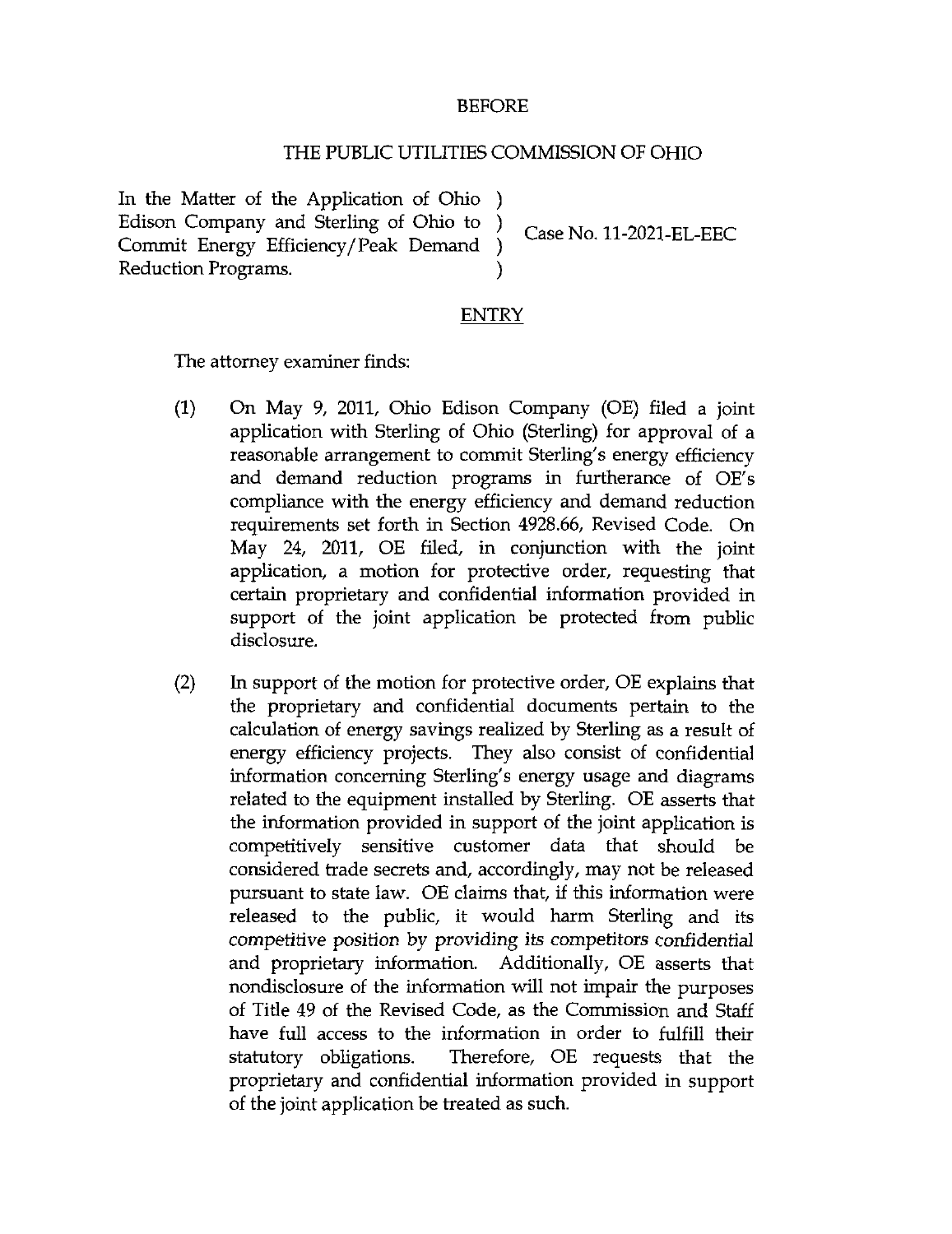BEFORE

THE PUBLIC UTILITIES COMMISSION OF OHIO

In the Matter of the Application of Ohio Edison Company and Sterling of Ohio to Commit Energy Efficiency/Peak Demand Reduction Programs. ) Case No. 11-2021-EL-EEC

ENTRY

The attorney examiner finds:

(1) On May 9, 2011, Ohio Edison Company (OE) filed a joint application with Sterling of Ohio (Sterling) for approval of a reasonable arrangement to commit Sterling's energy efficiency and demand reduction programs in furtherance of OE's compliance with the energy efficiency and demand reduction requirements set forth in Section 4928.66, Revised Code. On May 24, 2011, OE filed, in conjunction with the joint application, a motion for protective order, requesting that certain proprietary and confidential information provided in support of the joint application be protected from public disclosure.

(2) In support of the motion for protective order, OE explains that the proprietary and confidential documents pertain to the calculation of energy savings realized by Sterling as a result of energy efficiency projects. They also consist of confidential information concerning Sterling's energy usage and diagrams related to the equipment installed by Sterling. OE asserts that the information provided in support of the joint application is competitively sensitive customer data that should be considered trade secrets and, accordingly, may not be released pursuant to state law. OE claims that, if this information were released to the public, it would harm Sterling and its competitive position by providing its competitors confidential and proprietary information. Additionally, OE asserts that nondisclosure of the information will not impair the purposes of Title 49 of the Revised Code, as the Commission and Staff have full access to the information in order to fulfill their statutory obligations. Therefore, OE requests that the proprietary and confidential information provided in support of the joint application be treated as such.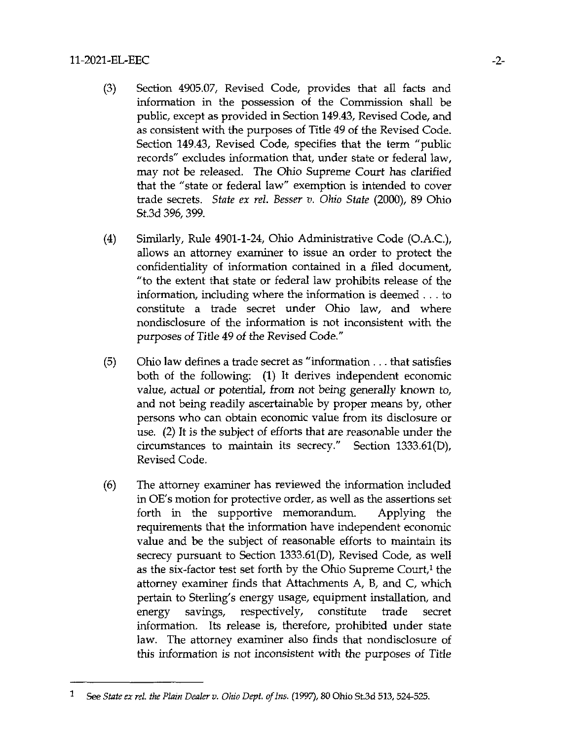(3) Section 4905.07, Revised Code, provides that all facts and information in the possession of the Commission shall be public, except as provided in Section 149.43, Revised Code, and as consistent with the purposes of Title 49 of the Revised Code. Section 149.43, Revised Code, specifies that the term "public records" excludes information that, under state or federal law, may not be released. The Ohio Supreme Court has clarified that the "state or federal law" exemption is intended to cover trade secrets. *State ex rel. Besser v. Ohio State* (2000), 89 Ohio St.3d 396, 399.

(4) Similarly, Rule 4901-1-24, Ohio Administrative Code (O.A.C.), allows an attorney examiner to issue an order to protect the confidentiality of information contained in a filed document, "to the extent that state or federal law prohibits release of the information, including where the information is deemed . . . to constitute a trade secret under Ohio law, and where nondisclosure of the information is not inconsistent with the purposes of Title 49 of the Revised Code."

(5) Ohio law defines a trade secret as "information . . . that satisfies both of the following: (1) It derives independent economic value, actual or potential, from not being generally known to, and not being readily ascertainable by proper means by, other persons who can obtain economic value from its disclosure or use. (2) It is the subject of efforts that are reasonable under the circumstances to maintain its secrecy." Section 1333.61(D), Revised Code.

(6) The attorney examiner has reviewed the information included in OE's motion for protective order, as well as the assertions set forth in the supportive memorandum. Applying the requirements that the information have independent economic value and be the subject of reasonable efforts to maintain its secrecy pursuant to Section 1333.61(D), Revised Code, as well as the six-factor test set forth by the Ohio Supreme Court,[1] the attorney examiner finds that Attachments A, B, and C, which pertain to Sterling's energy usage, equipment installation, and energy savings, respectively, constitute trade secret information. Its release is, therefore, prohibited under state law. The attorney examiner also finds that nondisclosure of this information is not inconsistent with the purposes of Title

[1] See *State ex rel. the Plain Dealer v. Ohio Dept. of Ins.* (1997), 80 Ohio St.3d 513, 524-525.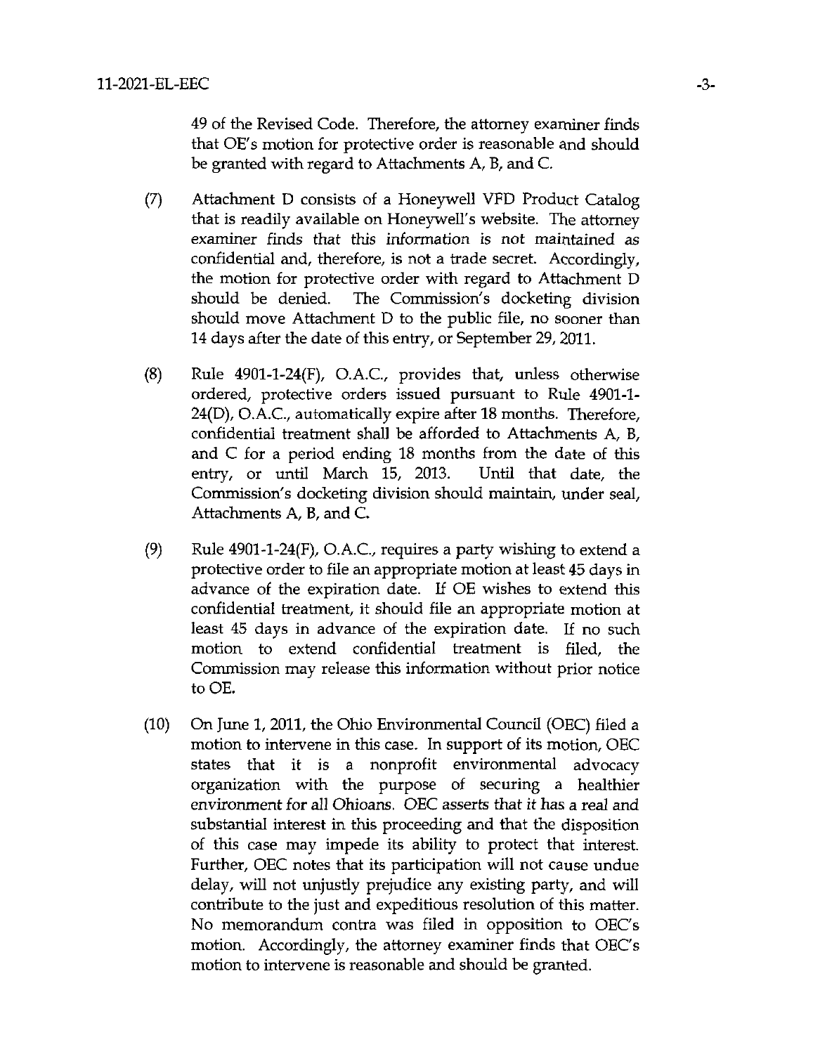49 of the Revised Code. Therefore, the attorney examiner finds that OE's motion for protective order is reasonable and should be granted with regard to Attachments A, B, and C.

(7) Attachment D consists of a Honeywell VFD Product Catalog that is readily available on Honeywell's website. The attorney examiner finds that this information is not maintained as confidential and, therefore, is not a trade secret. Accordingly, the motion for protective order with regard to Attachment D should be denied. The Commission's docketing division should move Attachment D to the public file, no sooner than 14 days after the date of this entry, or September 29, 2011.

(8) Rule 4901-1-24(F), O.A.C., provides that, unless otherwise ordered, protective orders issued pursuant to Rule 4901-1-24(D), O.A.C., automatically expire after 18 months. Therefore, confidential treatment shall be afforded to Attachments A, B, and C for a period ending 18 months from the date of this entry, or until March 15, 2013. Until that date, the Commission's docketing division should maintain, under seal, Attachments A, B, and C.

(9) Rule 4901-1-24(F), O.A.C., requires a party wishing to extend a protective order to file an appropriate motion at least 45 days in advance of the expiration date. If OE wishes to extend this confidential treatment, it should file an appropriate motion at least 45 days in advance of the expiration date. If no such motion to extend confidential treatment is filed, the Commission may release this information without prior notice to OE.

(10) On June 1, 2011, the Ohio Environmental Council (OEC) filed a motion to intervene in this case. In support of its motion, OEC states that it is a nonprofit environmental advocacy organization with the purpose of securing a healthier environment for all Ohioans. OEC asserts that it has a real and substantial interest in this proceeding and that the disposition of this case may impede its ability to protect that interest. Further, OEC notes that its participation will not cause undue delay, will not unjustly prejudice any existing party, and will contribute to the just and expeditious resolution of this matter. No memorandum contra was filed in opposition to OEC's motion. Accordingly, the attorney examiner finds that OEC's motion to intervene is reasonable and should be granted.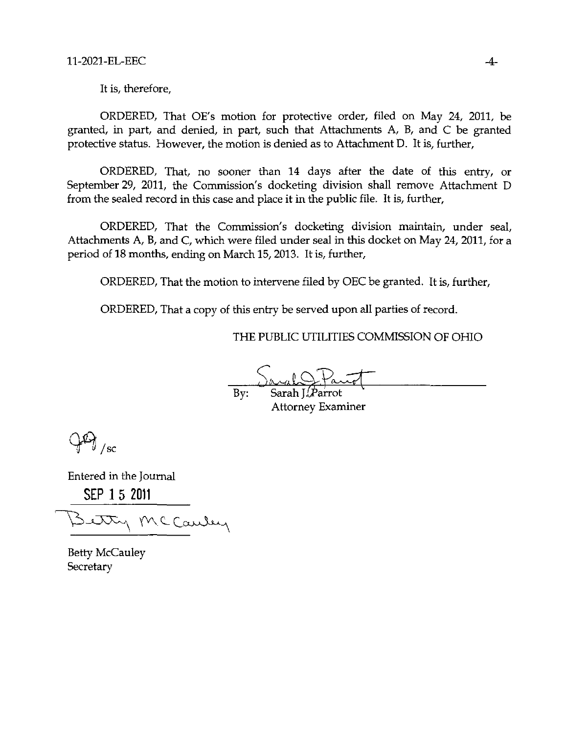It is, therefore,

ORDERED, That OE's motion for protective order, filed on May 24, 2011, be granted, in part, and denied, in part, such that Attachments A, B, and C be granted protective status. However, the motion is denied as to Attachment D. It is, further,

ORDERED, That, no sooner than 14 days after the date of this entry, or September 29, 2011, the Commission's docketing division shall remove Attachment D from the sealed record in this case and place it in the public file. It is, further,

ORDERED, That the Commission's docketing division maintain, under seal, Attachments A, B, and C, which were filed under seal in this docket on May 24, 2011, for a period of 18 months, ending on March 15, 2013. It is, further,

ORDERED, That the motion to intervene filed by OEC be granted. It is, further,

ORDERED, That a copy of this entry be served upon all parties of record.

THE PUBLIC UTILITIES COMMISSION OF OHIO

By: Sarah J. Parrot
Attorney Examiner

/sc

Entered in the Journal

SEP 15 2011

Betty McCauley
Secretary